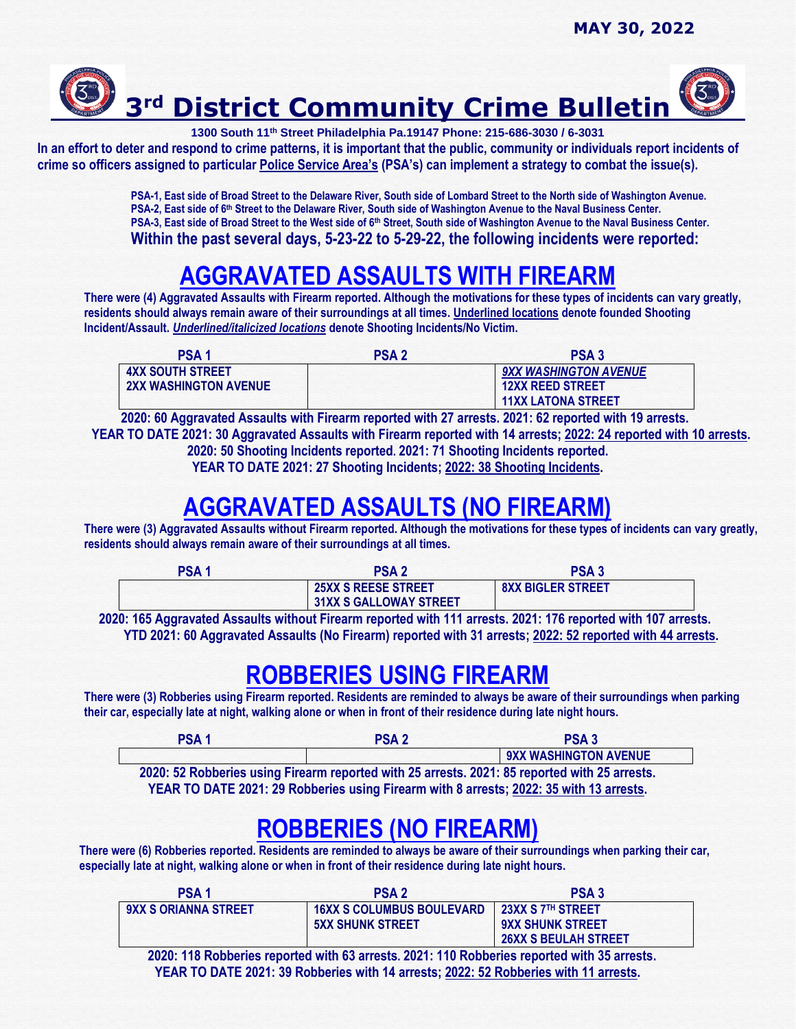MAY 30, 2022

# 3rd District Community Crime Bulletin

**1300 South 11th Street Philadelphia Pa.19147 Phone: 215-686-3030 / 6-3031**

**In an effort to deter and respond to crime patterns, it is important that the public, community or individuals report incidents of crime so officers assigned to particular Police Service Area's (PSA's) can implement a strategy to combat the issue(s).**

**PSA-1, East side of Broad Street to the Delaware River, South side of Lombard Street to the North side of Washington Avenue.**
**PSA-2, East side of 6th Street to the Delaware River, South side of Washington Avenue to the Naval Business Center.**
**PSA-3, East side of Broad Street to the West side of 6th Street, South side of Washington Avenue to the Naval Business Center.**

**Within the past several days, 5-23-22 to 5-29-22, the following incidents were reported:**

## AGGRAVATED ASSAULTS WITH FIREARM

**There were (4) Aggravated Assaults with Firearm reported. Although the motivations for these types of incidents can vary greatly, residents should always remain aware of their surroundings at all times. Underlined locations denote founded Shooting Incident/Assault. *Underlined/italicized locations* denote Shooting Incidents/No Victim.**

| PSA 1 | PSA 2 | PSA 3 |
|---|---|---|
| 4XX SOUTH STREET<br>2XX WASHINGTON AVENUE | | *9XX WASHINGTON AVENUE*<br>12XX REED STREET<br>11XX LATONA STREET |

**2020: 60 Aggravated Assaults with Firearm reported with 27 arrests. 2021: 62 reported with 19 arrests.**
**YEAR TO DATE 2021: 30 Aggravated Assaults with Firearm reported with 14 arrests; 2022: 24 reported with 10 arrests.**
**2020: 50 Shooting Incidents reported. 2021: 71 Shooting Incidents reported.**
**YEAR TO DATE 2021: 27 Shooting Incidents; 2022: 38 Shooting Incidents.**

## AGGRAVATED ASSAULTS (NO FIREARM)

**There were (3) Aggravated Assaults without Firearm reported. Although the motivations for these types of incidents can vary greatly, residents should always remain aware of their surroundings at all times.**

| PSA 1 | PSA 2 | PSA 3 |
|---|---|---|
| | 25XX S REESE STREET<br>31XX S GALLOWAY STREET | 8XX BIGLER STREET |

**2020: 165 Aggravated Assaults without Firearm reported with 111 arrests. 2021: 176 reported with 107 arrests.**
**YTD 2021: 60 Aggravated Assaults (No Firearm) reported with 31 arrests; 2022: 52 reported with 44 arrests.**

## ROBBERIES USING FIREARM

**There were (3) Robberies using Firearm reported. Residents are reminded to always be aware of their surroundings when parking their car, especially late at night, walking alone or when in front of their residence during late night hours.**

| PSA 1 | PSA 2 | PSA 3 |
|---|---|---|
| | | 9XX WASHINGTON AVENUE |

**2020: 52 Robberies using Firearm reported with 25 arrests. 2021: 85 reported with 25 arrests.**
**YEAR TO DATE 2021: 29 Robberies using Firearm with 8 arrests; 2022: 35 with 13 arrests.**

## ROBBERIES (NO FIREARM)

**There were (6) Robberies reported. Residents are reminded to always be aware of their surroundings when parking their car, especially late at night, walking alone or when in front of their residence during late night hours.**

| PSA 1 | PSA 2 | PSA 3 |
|---|---|---|
| 9XX S ORIANNA STREET | 16XX S COLUMBUS BOULEVARD<br>5XX SHUNK STREET | 23XX S 7TH STREET<br>9XX SHUNK STREET<br>26XX S BEULAH STREET |

**2020: 118 Robberies reported with 63 arrests. 2021: 110 Robberies reported with 35 arrests.**
**YEAR TO DATE 2021: 39 Robberies with 14 arrests; 2022: 52 Robberies with 11 arrests.**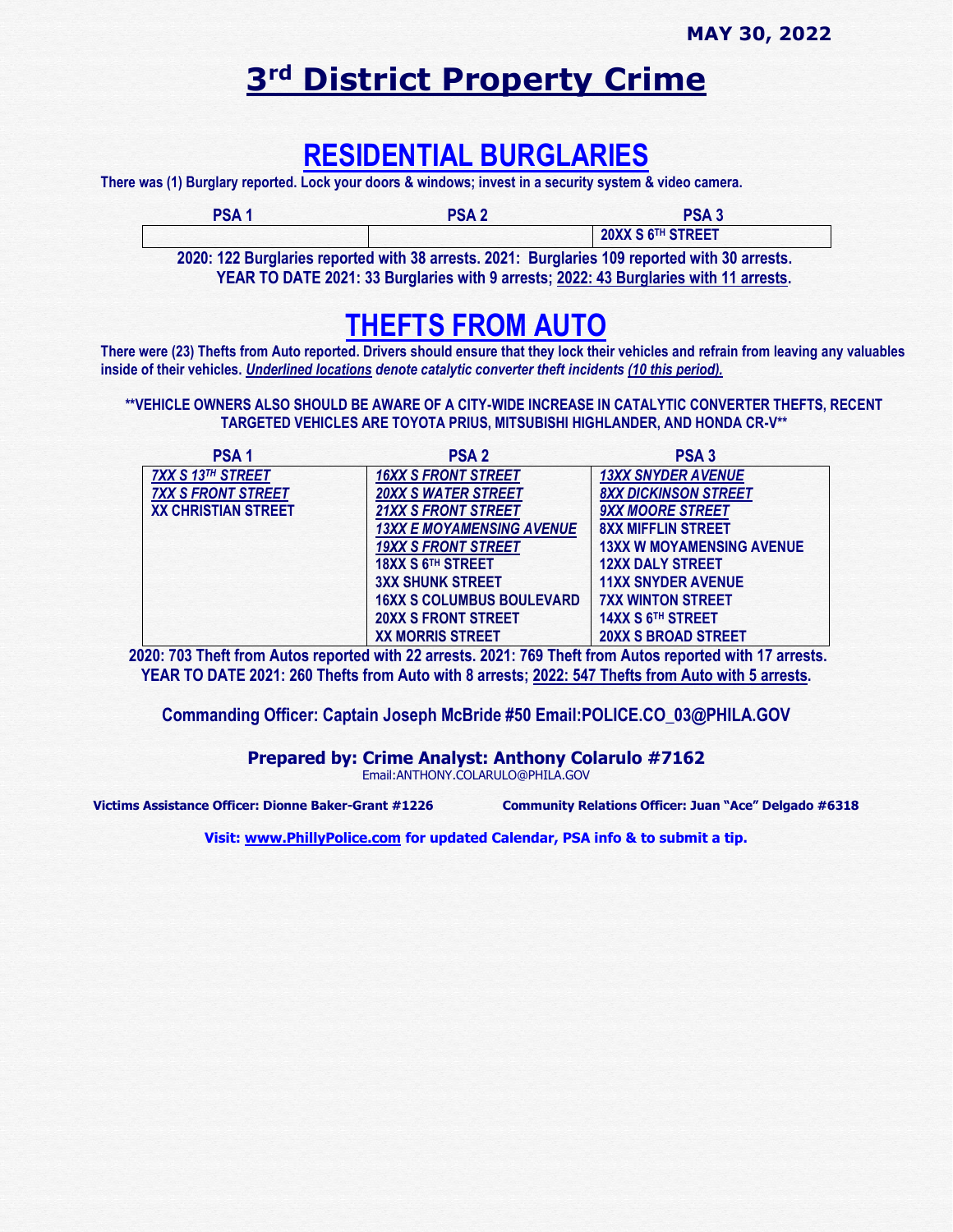MAY 30, 2022

# 3rd District Property Crime

## RESIDENTIAL BURGLARIES

**There was (1) Burglary reported. Lock your doors & windows; invest in a security system & video camera.**

| PSA 1 | PSA 2 | PSA 3 |
|---|---|---|
| | | 20XX S 6TH STREET |

**2020: 122 Burglaries reported with 38 arrests. 2021: Burglaries 109 reported with 30 arrests.**
**YEAR TO DATE 2021: 33 Burglaries with 9 arrests; 2022: 43 Burglaries with 11 arrests.**

## THEFTS FROM AUTO

**There were (23) Thefts from Auto reported. Drivers should ensure that they lock their vehicles and refrain from leaving any valuables inside of their vehicles. *Underlined locations denote catalytic converter theft incidents (10 this period).***

****VEHICLE OWNERS ALSO SHOULD BE AWARE OF A CITY-WIDE INCREASE IN CATALYTIC CONVERTER THEFTS, RECENT TARGETED VEHICLES ARE TOYOTA PRIUS, MITSUBISHI HIGHLANDER, AND HONDA CR-V****

| PSA 1 | PSA 2 | PSA 3 |
|---|---|---|
| *7XX S 13TH STREET* | *16XX S FRONT STREET* | *13XX SNYDER AVENUE* |
| *7XX S FRONT STREET* | *20XX S WATER STREET* | *8XX DICKINSON STREET* |
| XX CHRISTIAN STREET | *21XX S FRONT STREET* | *9XX MOORE STREET* |
| | *13XX E MOYAMENSING AVENUE* | 8XX MIFFLIN STREET |
| | *19XX S FRONT STREET* | 13XX W MOYAMENSING AVENUE |
| | 18XX S 6TH STREET | 12XX DALY STREET |
| | 3XX SHUNK STREET | 11XX SNYDER AVENUE |
| | 16XX S COLUMBUS BOULEVARD | 7XX WINTON STREET |
| | 20XX S FRONT STREET | 14XX S 6TH STREET |
| | XX MORRIS STREET | 20XX S BROAD STREET |

**2020: 703 Theft from Autos reported with 22 arrests. 2021: 769 Theft from Autos reported with 17 arrests.**
**YEAR TO DATE 2021: 260 Thefts from Auto with 8 arrests; 2022: 547 Thefts from Auto with 5 arrests.**

**Commanding Officer: Captain Joseph McBride #50 Email:POLICE.CO_03@PHILA.GOV**

**Prepared by: Crime Analyst: Anthony Colarulo #7162**
Email:ANTHONY.COLARULO@PHILA.GOV

**Victims Assistance Officer: Dionne Baker-Grant #1226** **Community Relations Officer: Juan "Ace" Delgado #6318**

**Visit: www.PhillyPolice.com for updated Calendar, PSA info & to submit a tip.**